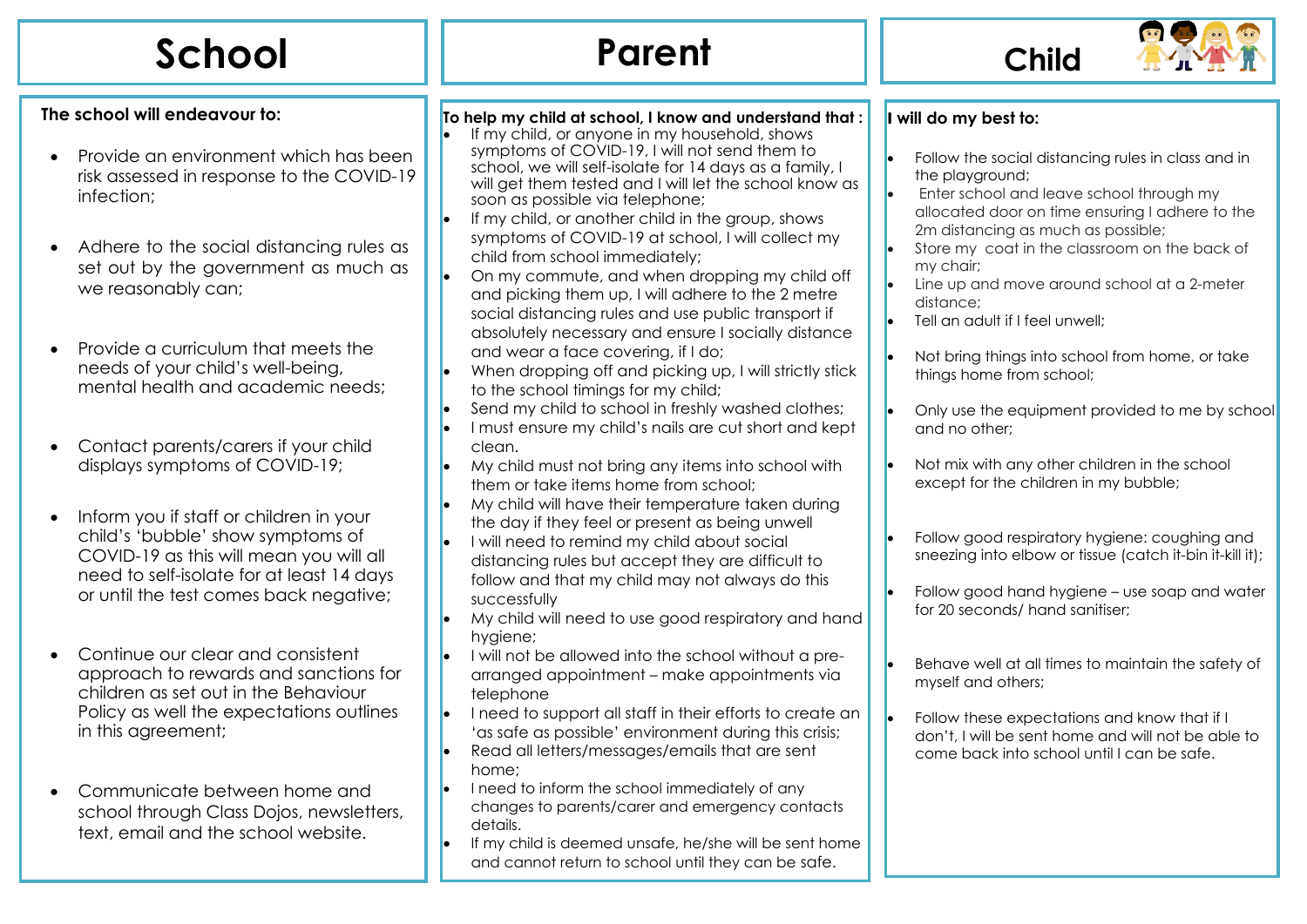# School

**The school will endeavour to:**

- Provide an environment which has been risk assessed in response to the COVID-19 infection;
- Adhere to the social distancing rules as set out by the government as much as we reasonably can;
- Provide a curriculum that meets the needs of your child's well-being, mental health and academic needs;
- Contact parents/carers if your child displays symptoms of COVID-19;
- Inform you if staff or children in your child's 'bubble' show symptoms of COVID-19 as this will mean you will all need to self-isolate for at least 14 days or until the test comes back negative;
- Continue our clear and consistent approach to rewards and sanctions for children as set out in the Behaviour Policy as well the expectations outlines in this agreement;
- Communicate between home and school through Class Dojos, newsletters, text, email and the school website.

# Parent

**To help my child at school, I know and understand that :**

- If my child, or anyone in my household, shows symptoms of COVID-19, I will not send them to school, we will self-isolate for 14 days as a family, I will get them tested and I will let the school know as soon as possible via telephone;
- If my child, or another child in the group, shows symptoms of COVID-19 at school, I will collect my child from school immediately;
- On my commute, and when dropping my child off and picking them up, I will adhere to the 2 metre social distancing rules and use public transport if absolutely necessary and ensure I socially distance and wear a face covering, if I do;
- When dropping off and picking up, I will strictly stick to the school timings for my child;
- Send my child to school in freshly washed clothes;
- I must ensure my child's nails are cut short and kept clean.
- My child must not bring any items into school with them or take items home from school;
- My child will have their temperature taken during the day if they feel or present as being unwell
- I will need to remind my child about social distancing rules but accept they are difficult to follow and that my child may not always do this successfully
- My child will need to use good respiratory and hand hygiene;
- I will not be allowed into the school without a pre-arranged appointment – make appointments via telephone
- I need to support all staff in their efforts to create an 'as safe as possible' environment during this crisis;
- Read all letters/messages/emails that are sent home;
- I need to inform the school immediately of any changes to parents/carer and emergency contacts details.
- If my child is deemed unsafe, he/she will be sent home and cannot return to school until they can be safe.

# Child

**I will do my best to:**

- Follow the social distancing rules in class and in the playground;
- Enter school and leave school through my allocated door on time ensuring I adhere to the 2m distancing as much as possible;
- Store my coat in the classroom on the back of my chair;
- Line up and move around school at a 2-meter distance;
- Tell an adult if I feel unwell;
- Not bring things into school from home, or take things home from school;
- Only use the equipment provided to me by school and no other;
- Not mix with any other children in the school except for the children in my bubble;
- Follow good respiratory hygiene: coughing and sneezing into elbow or tissue (catch it-bin it-kill it);
- Follow good hand hygiene – use soap and water for 20 seconds/ hand sanitiser;
- Behave well at all times to maintain the safety of myself and others;
- Follow these expectations and know that if I don't, I will be sent home and will not be able to come back into school until I can be safe.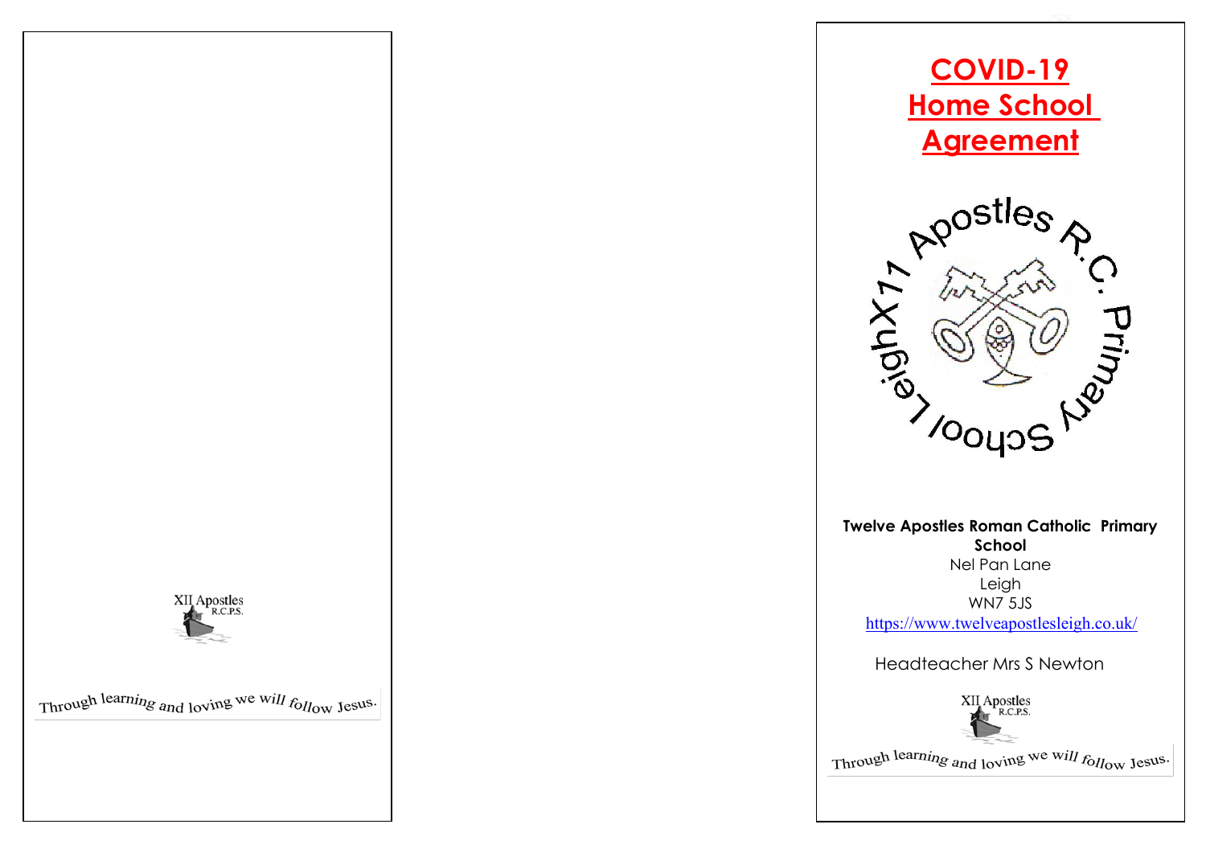XII Apostles R.C.P.S.

Through learning and loving we will follow Jesus.

# COVID-19 Home School Agreement

LeighX11 Apostles R.C. Primary School

**Twelve Apostles Roman Catholic Primary School**

Nel Pan Lane

Leigh

WN7 5JS

https://www.twelveapostlesleigh.co.uk/

Headteacher Mrs S Newton

XII Apostles R.C.P.S.

Through learning and loving we will follow Jesus.